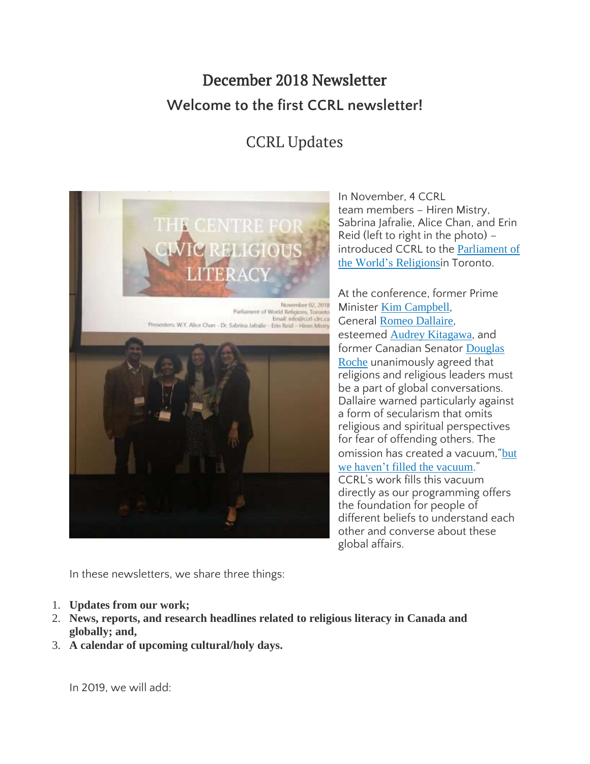# December 2018 Newsletter

## Welcome to the first CCRL newsletter!

## CCRL Updates

In November, 4 CCRL team members – Hiren Mistry, Sabrina Jafralie, Alice Chan, and Erin Reid (left to right in the photo) – introduced CCRL to the Parliament of the World's Religionsin Toronto.

At the conference, former Prime Minister Kim Campbell, General Romeo Dallaire, esteemed Audrey Kitagawa, and former Canadian Senator Douglas Roche unanimously agreed that religions and religious leaders must be a part of global conversations. Dallaire warned particularly against a form of secularism that omits religious and spiritual perspectives for fear of offending others. The omission has created a vacuum,"but we haven't filled the vacuum." CCRL's work fills this vacuum directly as our programming offers the foundation for people of different beliefs to understand each other and converse about these global affairs.

In these newsletters, we share three things:

1. **Updates from our work;**
2. **News, reports, and research headlines related to religious literacy in Canada and globally; and,**
3. **A calendar of upcoming cultural/holy days.**

In 2019, we will add: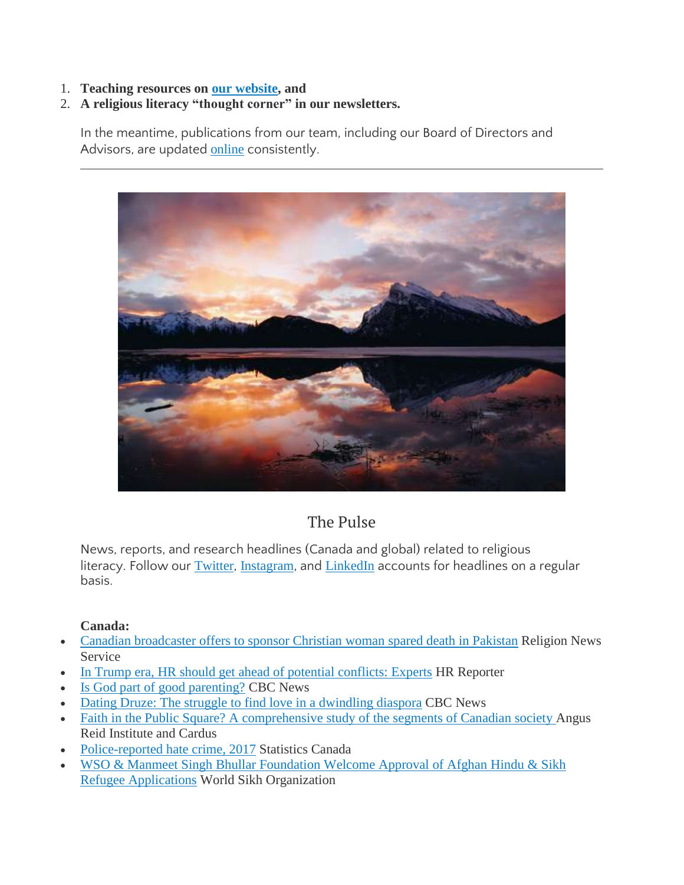1. **Teaching resources on our website, and**
2. **A religious literacy "thought corner" in our newsletters.**

   In the meantime, publications from our team, including our Board of Directors and Advisors, are updated online consistently.

---

## The Pulse

News, reports, and research headlines (Canada and global) related to religious literacy. Follow our Twitter, Instagram, and LinkedIn accounts for headlines on a regular basis.

**Canada:**

- Canadian broadcaster offers to sponsor Christian woman spared death in Pakistan Religion News Service
- In Trump era, HR should get ahead of potential conflicts: Experts HR Reporter
- Is God part of good parenting? CBC News
- Dating Druze: The struggle to find love in a dwindling diaspora CBC News
- Faith in the Public Square? A comprehensive study of the segments of Canadian society Angus Reid Institute and Cardus
- Police-reported hate crime, 2017 Statistics Canada
- WSO & Manmeet Singh Bhullar Foundation Welcome Approval of Afghan Hindu & Sikh Refugee Applications World Sikh Organization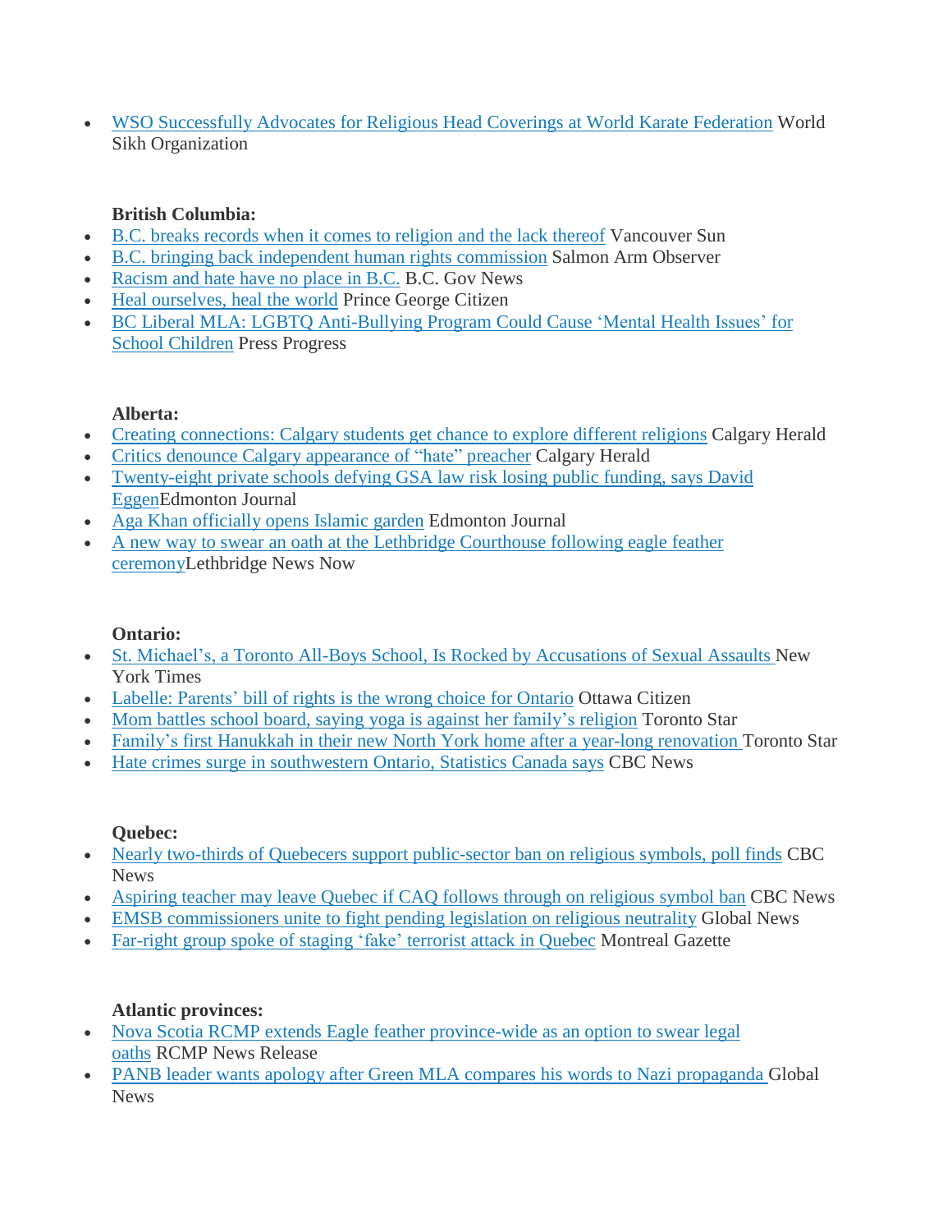- WSO Successfully Advocates for Religious Head Coverings at World Karate Federation World Sikh Organization

**British Columbia:**

- B.C. breaks records when it comes to religion and the lack thereof Vancouver Sun
- B.C. bringing back independent human rights commission Salmon Arm Observer
- Racism and hate have no place in B.C. B.C. Gov News
- Heal ourselves, heal the world Prince George Citizen
- BC Liberal MLA: LGBTQ Anti-Bullying Program Could Cause 'Mental Health Issues' for School Children Press Progress

**Alberta:**

- Creating connections: Calgary students get chance to explore different religions Calgary Herald
- Critics denounce Calgary appearance of "hate" preacher Calgary Herald
- Twenty-eight private schools defying GSA law risk losing public funding, says David EggenEdmonton Journal
- Aga Khan officially opens Islamic garden Edmonton Journal
- A new way to swear an oath at the Lethbridge Courthouse following eagle feather ceremonyLethbridge News Now

**Ontario:**

- St. Michael's, a Toronto All-Boys School, Is Rocked by Accusations of Sexual Assaults New York Times
- Labelle: Parents' bill of rights is the wrong choice for Ontario Ottawa Citizen
- Mom battles school board, saying yoga is against her family's religion Toronto Star
- Family's first Hanukkah in their new North York home after a year-long renovation Toronto Star
- Hate crimes surge in southwestern Ontario, Statistics Canada says CBC News

**Quebec:**

- Nearly two-thirds of Quebecers support public-sector ban on religious symbols, poll finds CBC News
- Aspiring teacher may leave Quebec if CAQ follows through on religious symbol ban CBC News
- EMSB commissioners unite to fight pending legislation on religious neutrality Global News
- Far-right group spoke of staging 'fake' terrorist attack in Quebec Montreal Gazette

**Atlantic provinces:**

- Nova Scotia RCMP extends Eagle feather province-wide as an option to swear legal oaths RCMP News Release
- PANB leader wants apology after Green MLA compares his words to Nazi propaganda Global News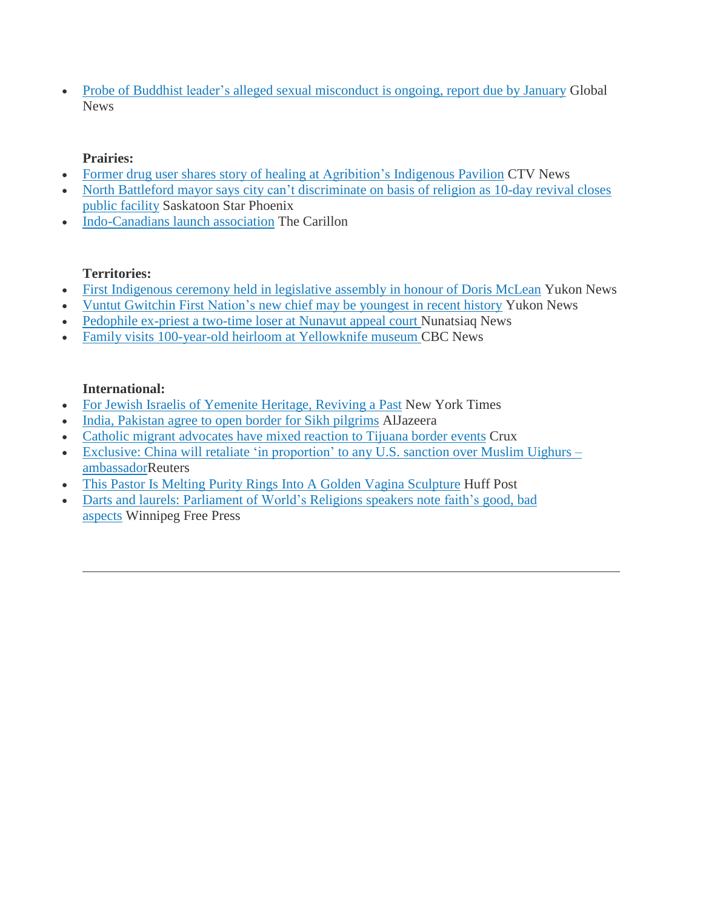- Probe of Buddhist leader's alleged sexual misconduct is ongoing, report due by January Global News

**Prairies:**

- Former drug user shares story of healing at Agribition's Indigenous Pavilion CTV News
- North Battleford mayor says city can't discriminate on basis of religion as 10-day revival closes public facility Saskatoon Star Phoenix
- Indo-Canadians launch association The Carillon

**Territories:**

- First Indigenous ceremony held in legislative assembly in honour of Doris McLean Yukon News
- Vuntut Gwitchin First Nation's new chief may be youngest in recent history Yukon News
- Pedophile ex-priest a two-time loser at Nunavut appeal court Nunatsiaq News
- Family visits 100-year-old heirloom at Yellowknife museum CBC News

**International:**

- For Jewish Israelis of Yemenite Heritage, Reviving a Past New York Times
- India, Pakistan agree to open border for Sikh pilgrims AlJazeera
- Catholic migrant advocates have mixed reaction to Tijuana border events Crux
- Exclusive: China will retaliate 'in proportion' to any U.S. sanction over Muslim Uighurs – ambassadorReuters
- This Pastor Is Melting Purity Rings Into A Golden Vagina Sculpture Huff Post
- Darts and laurels: Parliament of World's Religions speakers note faith's good, bad aspects Winnipeg Free Press

---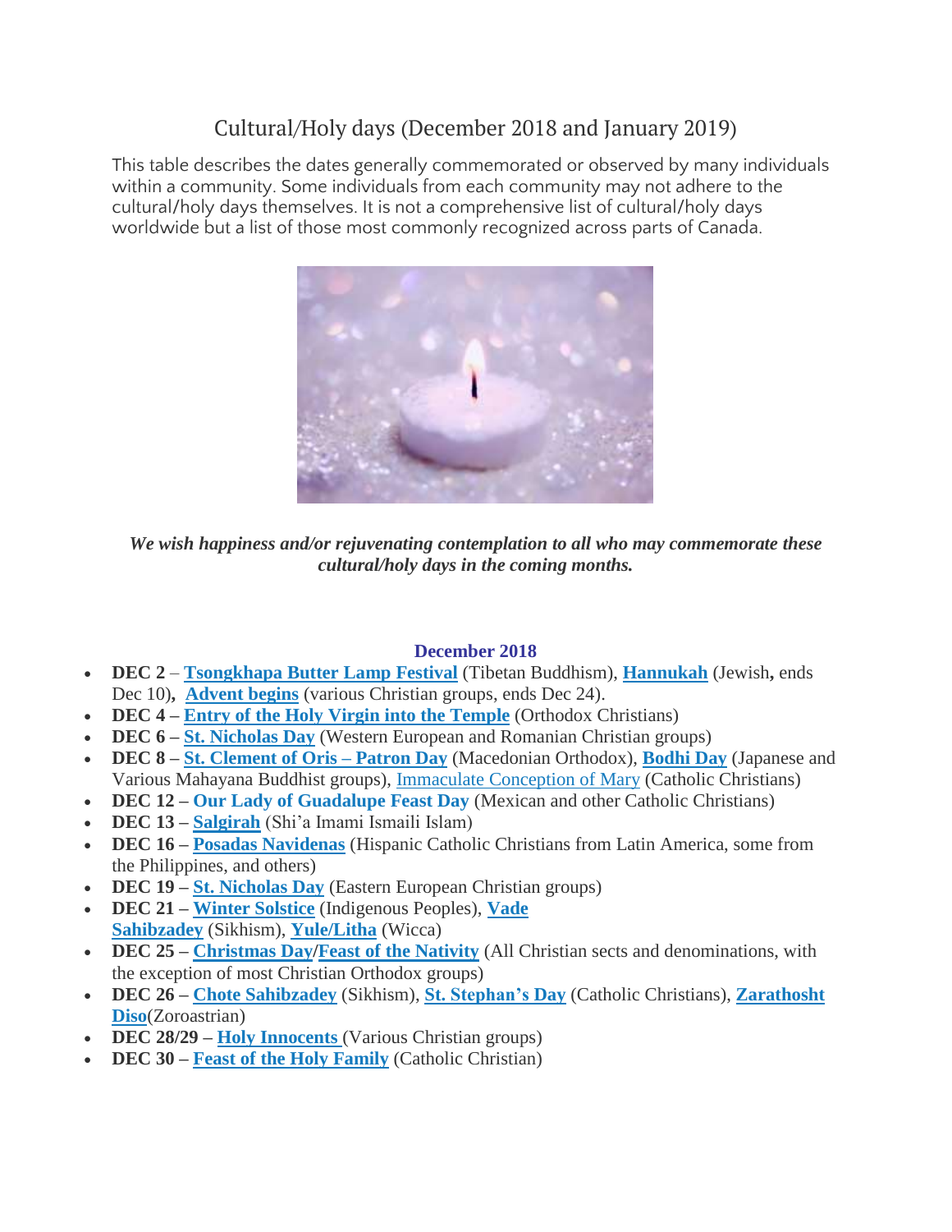# Cultural/Holy days (December 2018 and January 2019)

This table describes the dates generally commemorated or observed by many individuals within a community. Some individuals from each community may not adhere to the cultural/holy days themselves. It is not a comprehensive list of cultural/holy days worldwide but a list of those most commonly recognized across parts of Canada.

***We wish happiness and/or rejuvenating contemplation to all who may commemorate these cultural/holy days in the coming months.***

## December 2018

- **DEC 2** – **Tsongkhapa Butter Lamp Festival** (Tibetan Buddhism), **Hannukah** (Jewish**,** ends Dec 10)**, Advent begins** (various Christian groups, ends Dec 24).
- **DEC 4 – Entry of the Holy Virgin into the Temple** (Orthodox Christians)
- **DEC 6 – St. Nicholas Day** (Western European and Romanian Christian groups)
- **DEC 8 – St. Clement of Oris – Patron Day** (Macedonian Orthodox), **Bodhi Day** (Japanese and Various Mahayana Buddhist groups), Immaculate Conception of Mary (Catholic Christians)
- **DEC 12 – Our Lady of Guadalupe Feast Day** (Mexican and other Catholic Christians)
- **DEC 13 – Salgirah** (Shi'a Imami Ismaili Islam)
- **DEC 16 – Posadas Navidenas** (Hispanic Catholic Christians from Latin America, some from the Philippines, and others)
- **DEC 19 – St. Nicholas Day** (Eastern European Christian groups)
- **DEC 21 – Winter Solstice** (Indigenous Peoples), **Vade Sahibzadey** (Sikhism), **Yule/Litha** (Wicca)
- **DEC 25 – Christmas Day/Feast of the Nativity** (All Christian sects and denominations, with the exception of most Christian Orthodox groups)
- **DEC 26 – Chote Sahibzadey** (Sikhism), **St. Stephan's Day** (Catholic Christians), **Zarathosht Diso**(Zoroastrian)
- **DEC 28/29 – Holy Innocents** (Various Christian groups)
- **DEC 30 – Feast of the Holy Family** (Catholic Christian)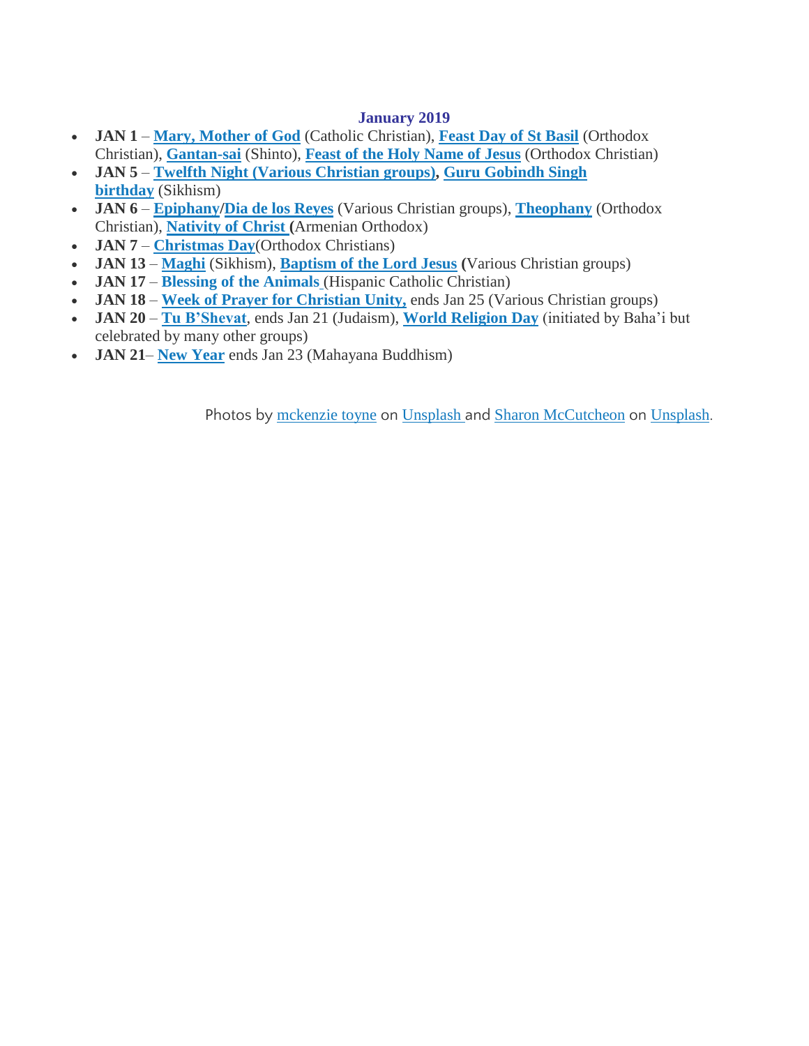## January 2019

- **JAN 1** – **Mary, Mother of God** (Catholic Christian), **Feast Day of St Basil** (Orthodox Christian), **Gantan-sai** (Shinto), **Feast of the Holy Name of Jesus** (Orthodox Christian)
- **JAN 5** – **Twelfth Night (Various Christian groups), Guru Gobindh Singh birthday** (Sikhism)
- **JAN 6** – **Epiphany/Dia de los Reyes** (Various Christian groups), **Theophany** (Orthodox Christian), **Nativity of Christ (**Armenian Orthodox)
- **JAN 7** – **Christmas Day**(Orthodox Christians)
- **JAN 13** – **Maghi** (Sikhism), **Baptism of the Lord Jesus (**Various Christian groups)
- **JAN 17** – **Blessing of the Animals** (Hispanic Catholic Christian)
- **JAN 18** – **Week of Prayer for Christian Unity,** ends Jan 25 (Various Christian groups)
- **JAN 20** – **Tu B'Shevat**, ends Jan 21 (Judaism), **World Religion Day** (initiated by Baha'i but celebrated by many other groups)
- **JAN 21**– **New Year** ends Jan 23 (Mahayana Buddhism)

Photos by mckenzie toyne on Unsplash and Sharon McCutcheon on Unsplash.